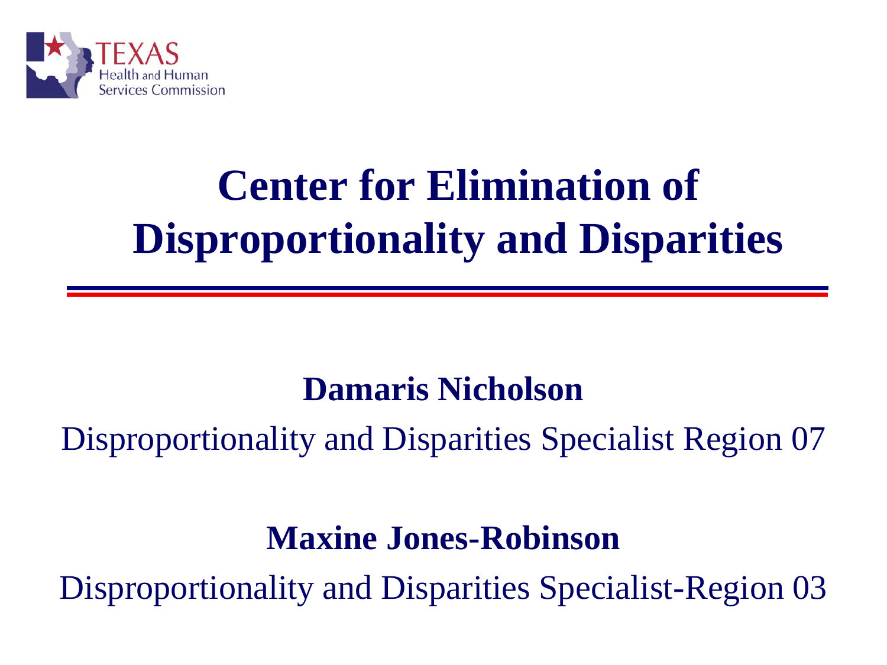TEXAS
Health and Human
Services Commission

# Center for Elimination of Disproportionality and Disparities

**Damaris Nicholson**

Disproportionality and Disparities Specialist Region 07

**Maxine Jones-Robinson**

Disproportionality and Disparities Specialist-Region 03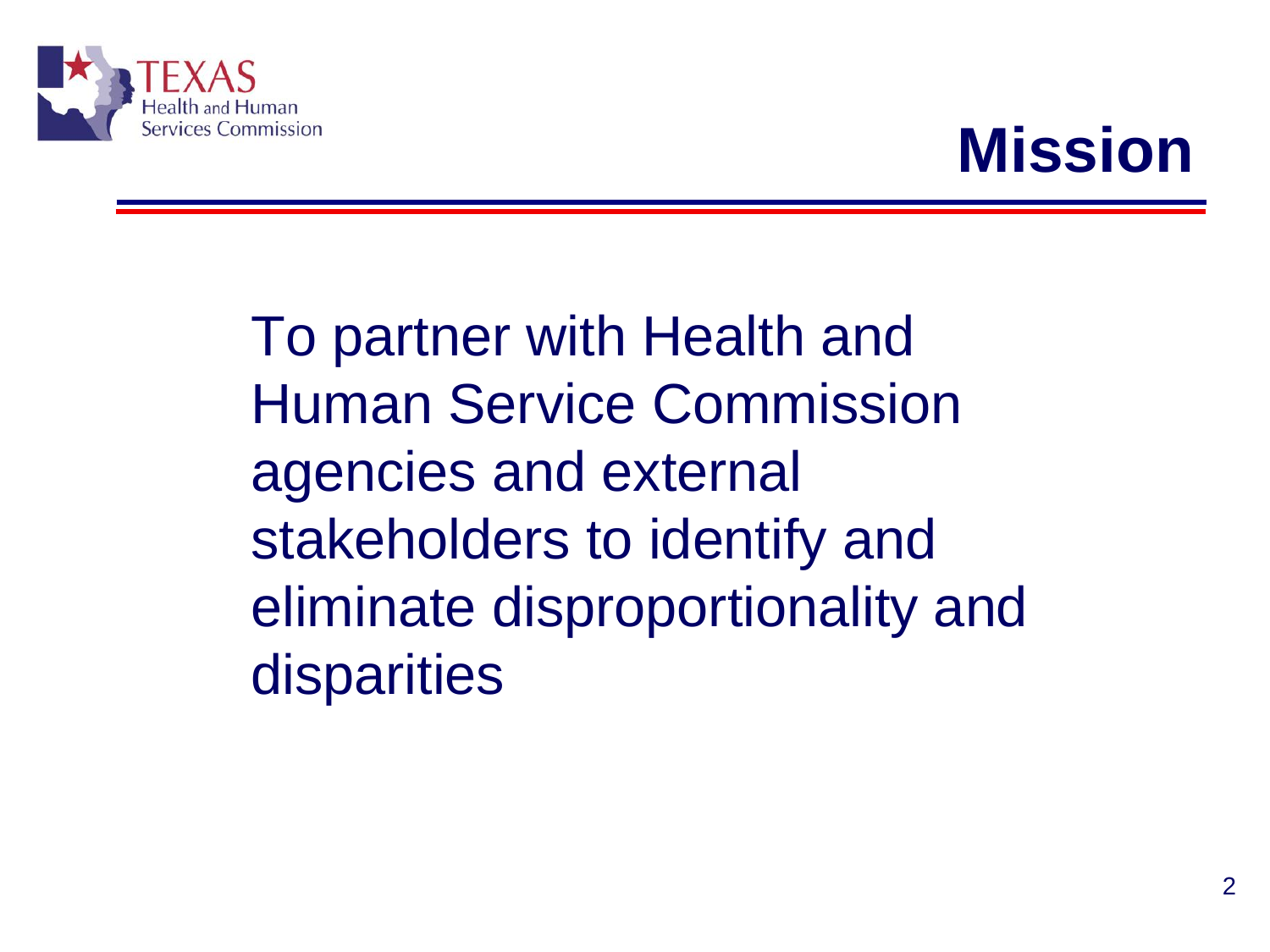# Mission

To partner with Health and Human Service Commission agencies and external stakeholders to identify and eliminate disproportionality and disparities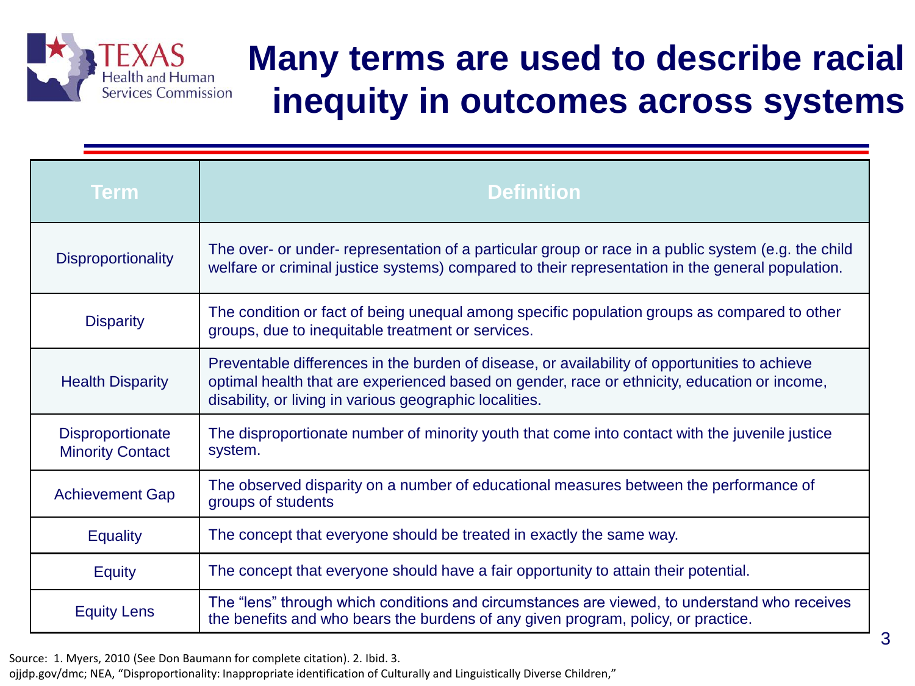# Many terms are used to describe racial inequity in outcomes across systems

| Term | Definition |
|---|---|
| Disproportionality | The over- or under- representation of a particular group or race in a public system (e.g. the child welfare or criminal justice systems) compared to their representation in the general population. |
| Disparity | The condition or fact of being unequal among specific population groups as compared to other groups, due to inequitable treatment or services. |
| Health Disparity | Preventable differences in the burden of disease, or availability of opportunities to achieve optimal health that are experienced based on gender, race or ethnicity, education or income, disability, or living in various geographic localities. |
| Disproportionate Minority Contact | The disproportionate number of minority youth that come into contact with the juvenile justice system. |
| Achievement Gap | The observed disparity on a number of educational measures between the performance of groups of students |
| Equality | The concept that everyone should be treated in exactly the same way. |
| Equity | The concept that everyone should have a fair opportunity to attain their potential. |
| Equity Lens | The "lens" through which conditions and circumstances are viewed, to understand who receives the benefits and who bears the burdens of any given program, policy, or practice. |

Source: 1. Myers, 2010 (See Don Baumann for complete citation). 2. Ibid. 3. ojjdp.gov/dmc; NEA, "Disproportionality: Inappropriate identification of Culturally and Linguistically Diverse Children,"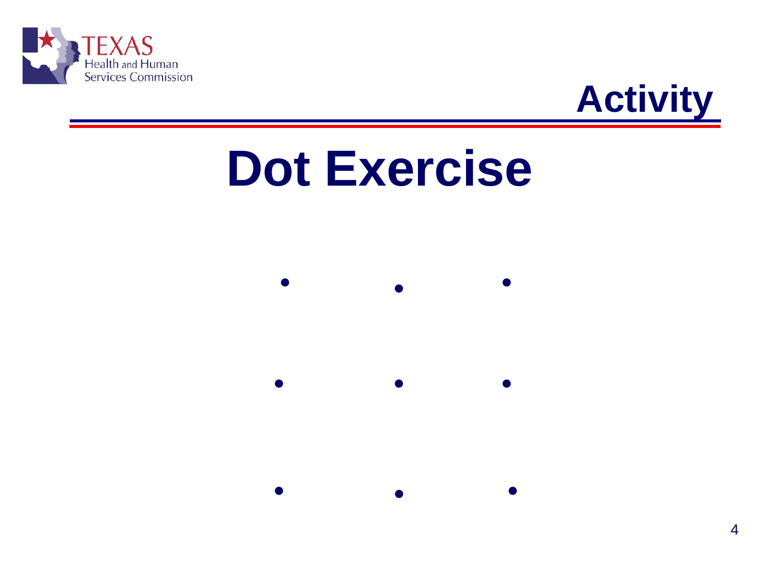Activity

# Dot Exercise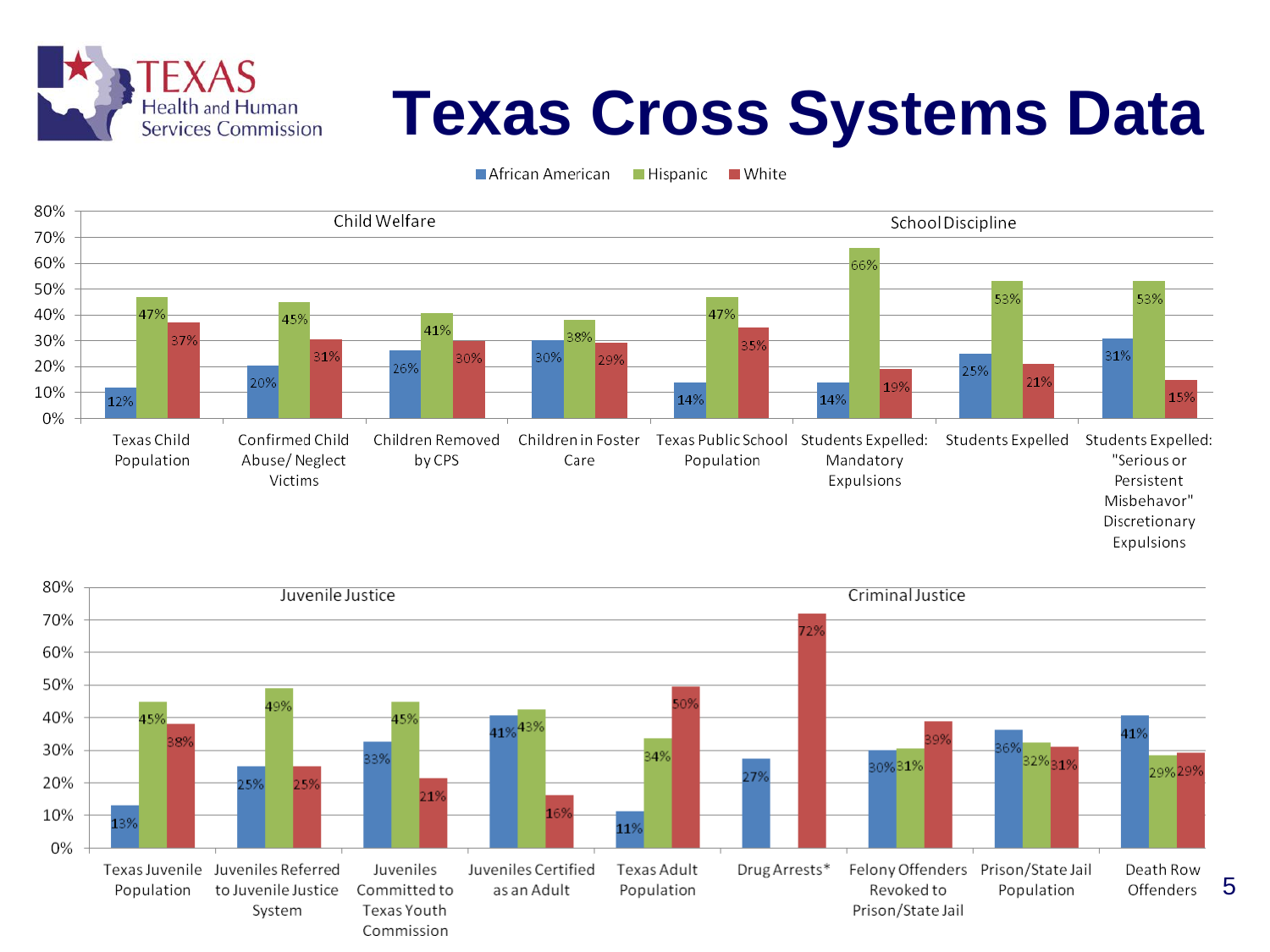Texas Health and Human Services Commission

# Texas Cross Systems Data

African American
Hispanic
White

80%
70%
60%
50%
40%
30%
20%
10%
0%

Child Welfare

School Discipline

12%
47%
37%
20%
45%
31%
26%
41%
30%
30%
38%
29%
14%
47%
35%
14%
66%
19%
25%
53%
21%
31%
53%
15%

Texas Child Population
Confirmed Child Abuse/ Neglect Victims
Children Removed by CPS
Children in Foster Care
Texas Public School Population
Students Expelled: Mandatory Expulsions
Students Expelled
Students Expelled: "Serious or Persistent Misbehavor" Discretionary Expulsions

80%
70%
60%
50%
40%
30%
20%
10%
0%

Juvenile Justice

Criminal Justice

13%
45%
38%
25%
49%
25%
33%
45%
21%
41%
43%
16%
11%
34%
50%
27%
72%
30%
31%
39%
36%
32%
31%
41%
29%
29%

Texas Juvenile Population
Juveniles Referred to Juvenile Justice System
Juveniles Committed to Texas Youth Commission
Juveniles Certified as an Adult
Texas Adult Population
Drug Arrests*
Felony Offenders Revoked to Prison/State Jail
Prison/State Jail Population
Death Row Offenders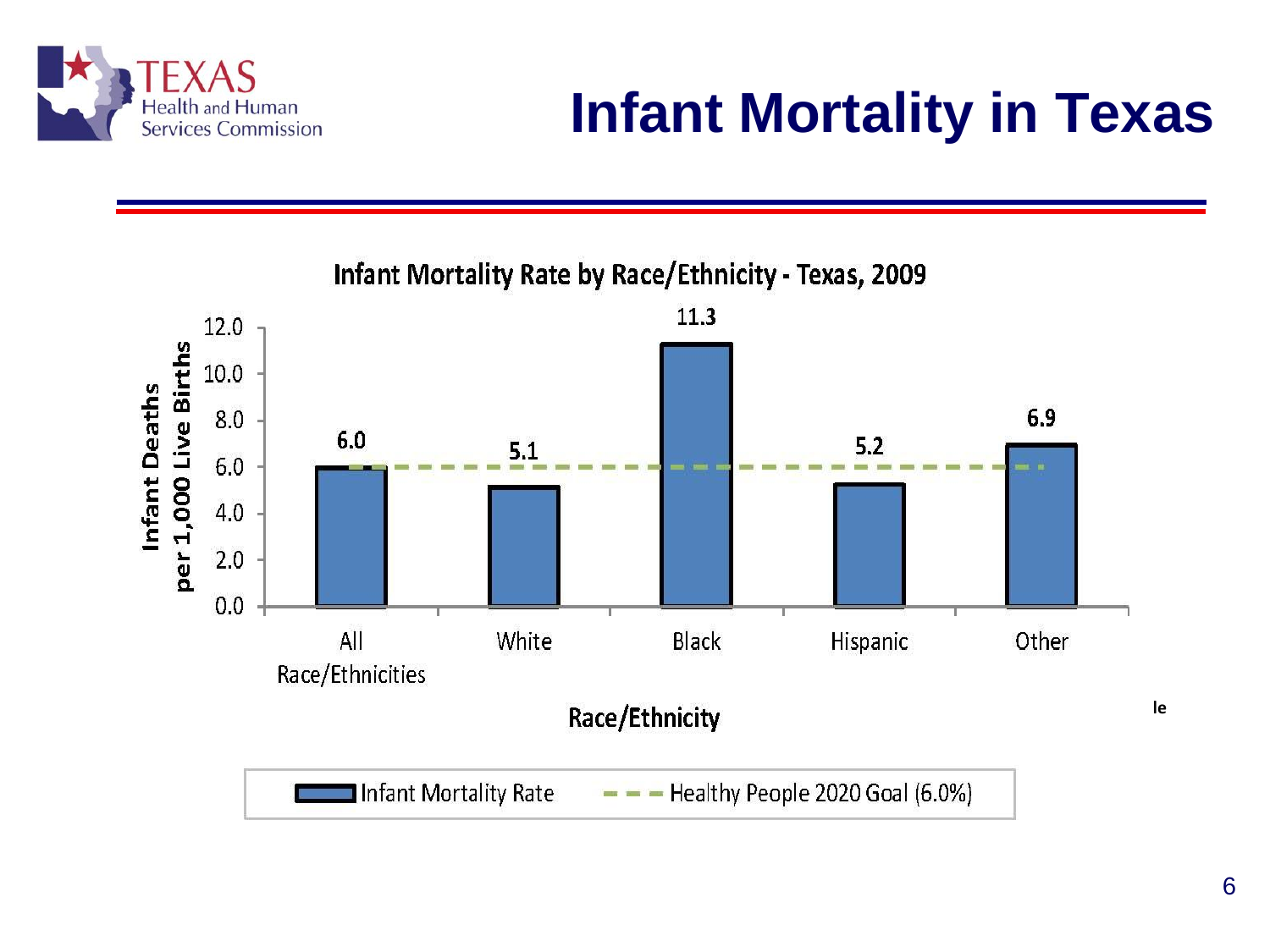# Infant Mortality in Texas

Infant Mortality Rate by Race/Ethnicity - Texas, 2009

Infant Deaths per 1,000 Live Births

12.0
10.0
8.0
6.0
4.0
2.0
0.0

6.0
5.1
11.3
5.2
6.9

All Race/Ethnicities
White
Black
Hispanic
Other

Race/Ethnicity

le

Infant Mortality Rate

Healthy People 2020 Goal (6.0%)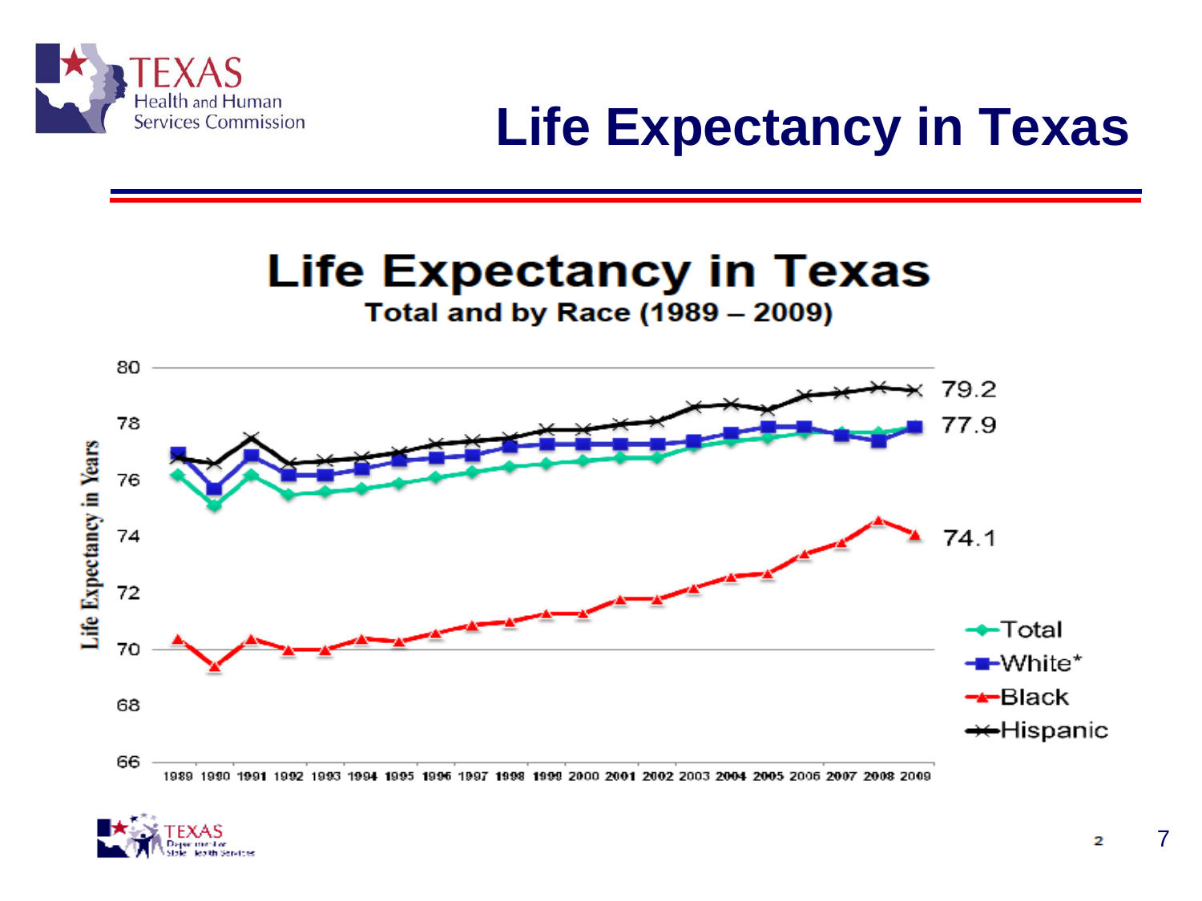# Life Expectancy in Texas

## Life Expectancy in Texas

Total and by Race (1989 – 2009)

Life Expectancy in Years

80
78
76
74
72
70
68
66

1989 1990 1991 1992 1993 1994 1995 1996 1997 1998 1999 2000 2001 2002 2003 2004 2005 2006 2007 2008 2009

79.2

77.9

74.1

Total

White*

Black

Hispanic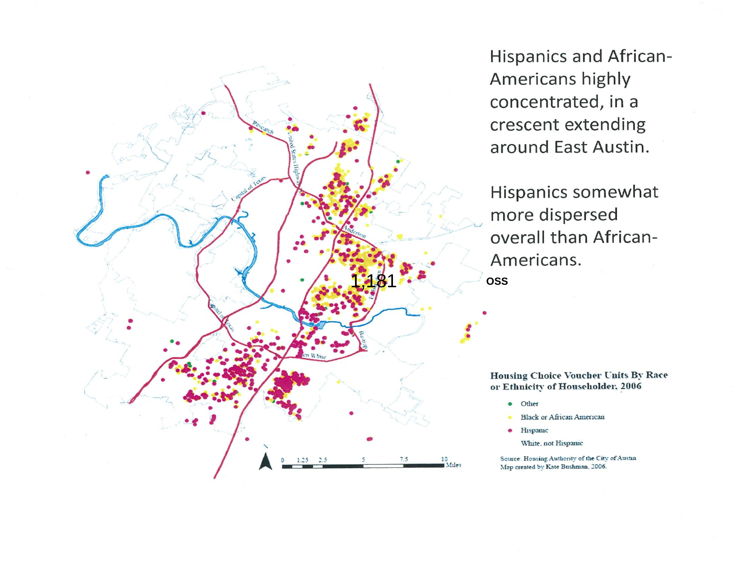Hispanics and African-Americans highly concentrated, in a crescent extending around East Austin.

Hispanics somewhat more dispersed overall than African-Americans.

1,181

oss

**Housing Choice Voucher Units By Race or Ethnicity of Householder, 2006**

- Other
- Black or African American
- Hispanic
- White, not Hispanic

Source: Housing Authority of the City of Austin
Map created by Kate Bushman, 2006.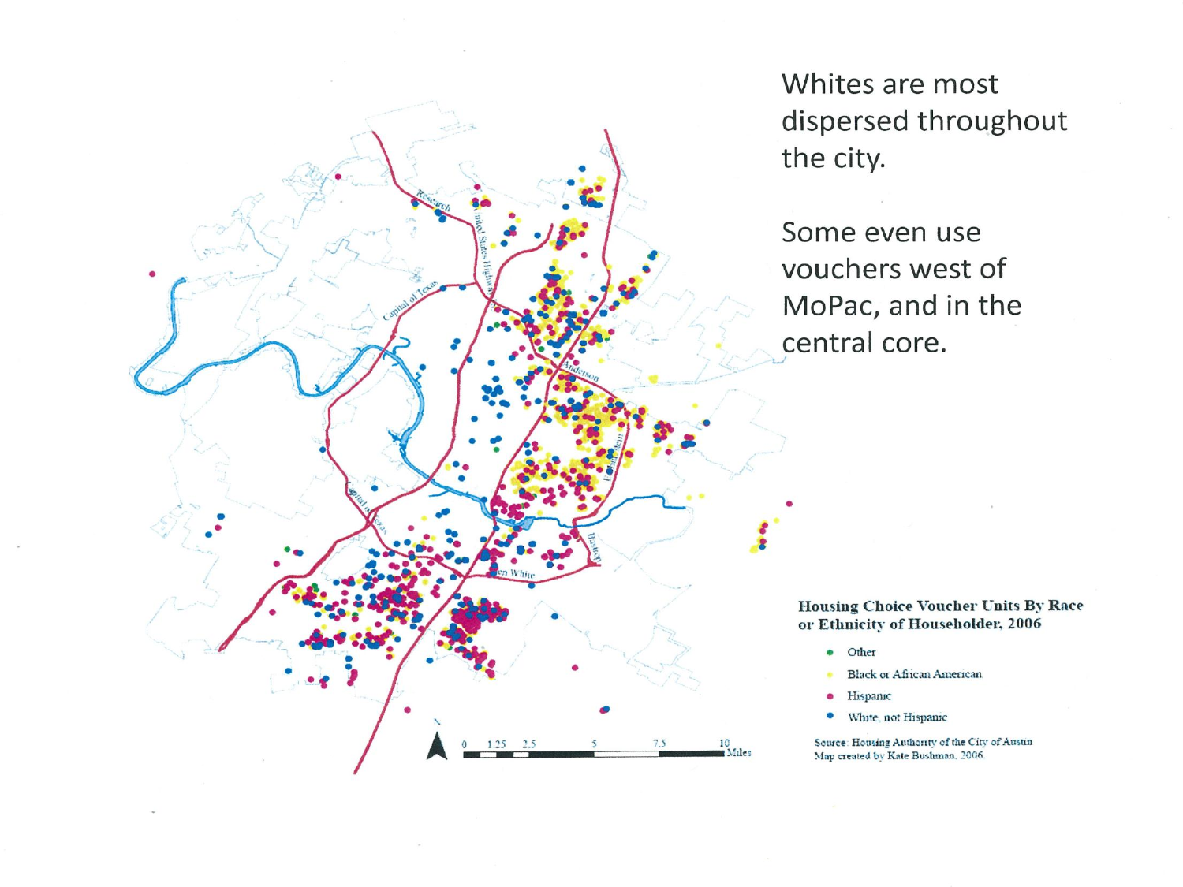Whites are most dispersed throughout the city.

Some even use vouchers west of MoPac, and in the central core.

**Housing Choice Voucher Units By Race or Ethnicity of Householder, 2006**

- Other
- Black or African American
- Hispanic
- White, not Hispanic

Source: Housing Authority of the City of Austin
Map created by Kate Bushman, 2006.

0 1.25 2.5 5 7.5 10 Miles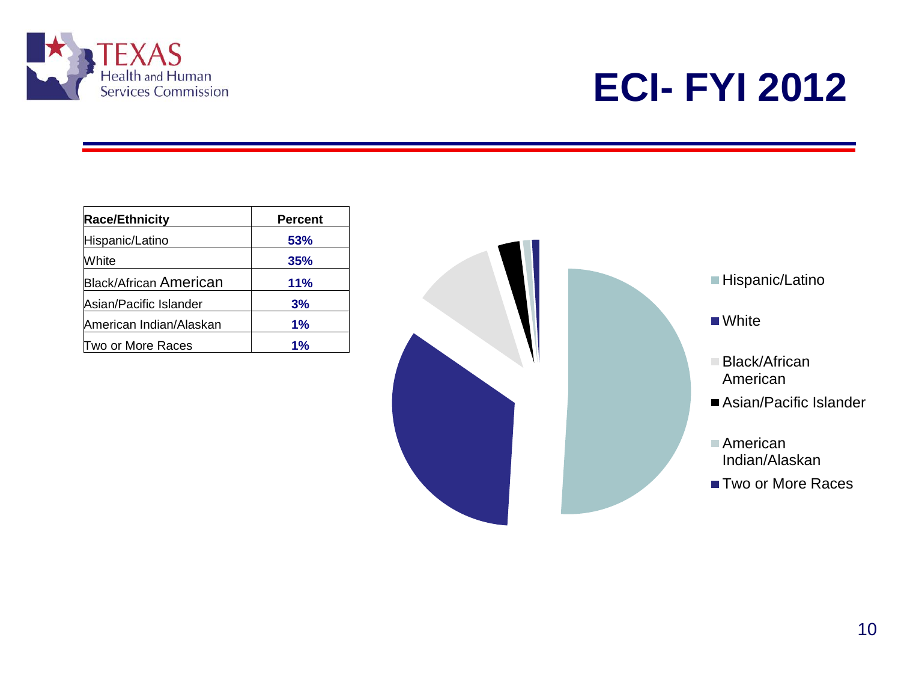# ECI- FYI 2012

| Race/Ethnicity | Percent |
|---|---|
| Hispanic/Latino | **53%** |
| White | **35%** |
| Black/African American | **11%** |
| Asian/Pacific Islander | **3%** |
| American Indian/Alaskan | **1%** |
| Two or More Races | **1%** |

Hispanic/Latino
White
Black/African American
Asian/Pacific Islander
American Indian/Alaskan
Two or More Races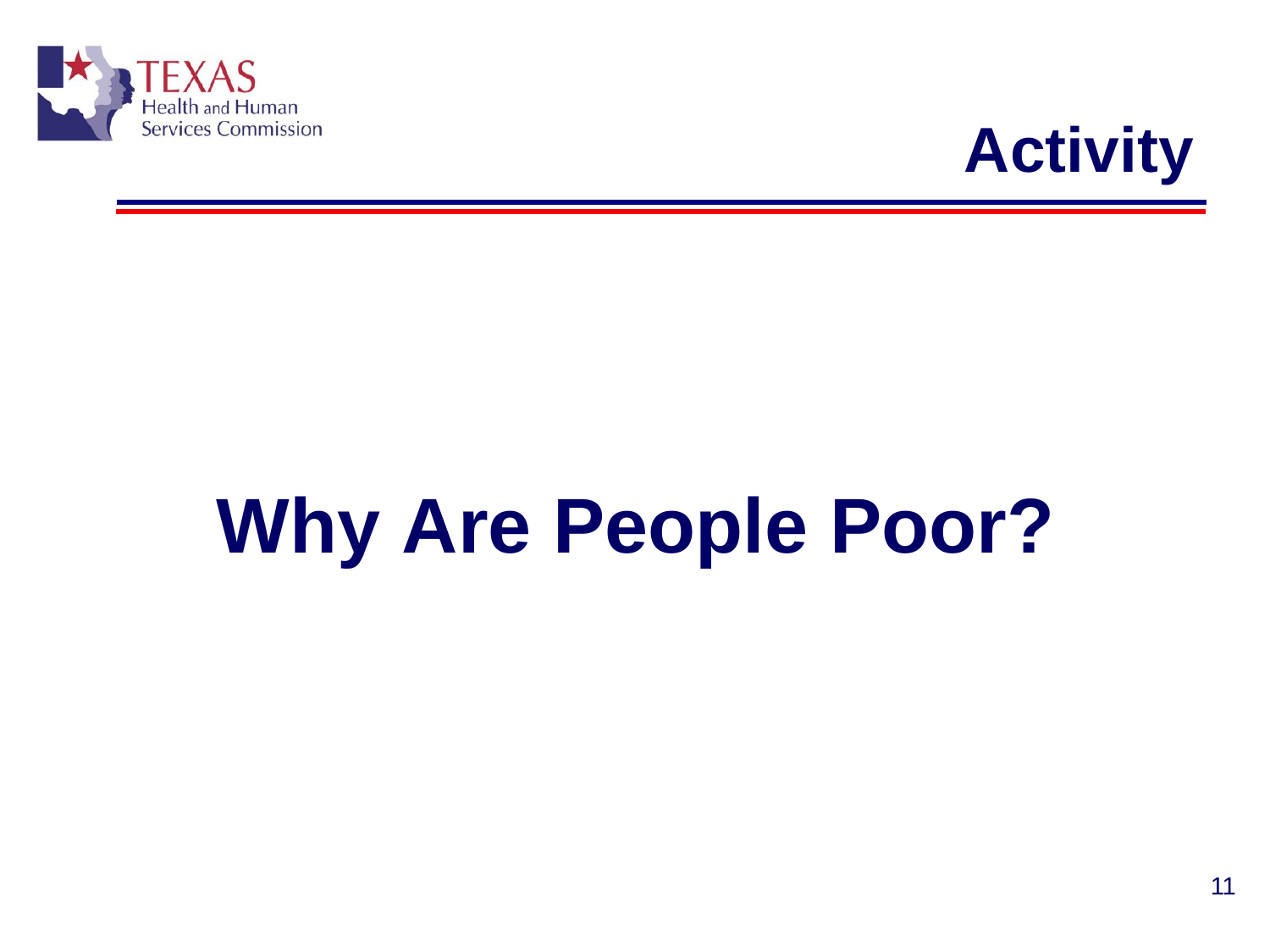## Activity

# Why Are People Poor?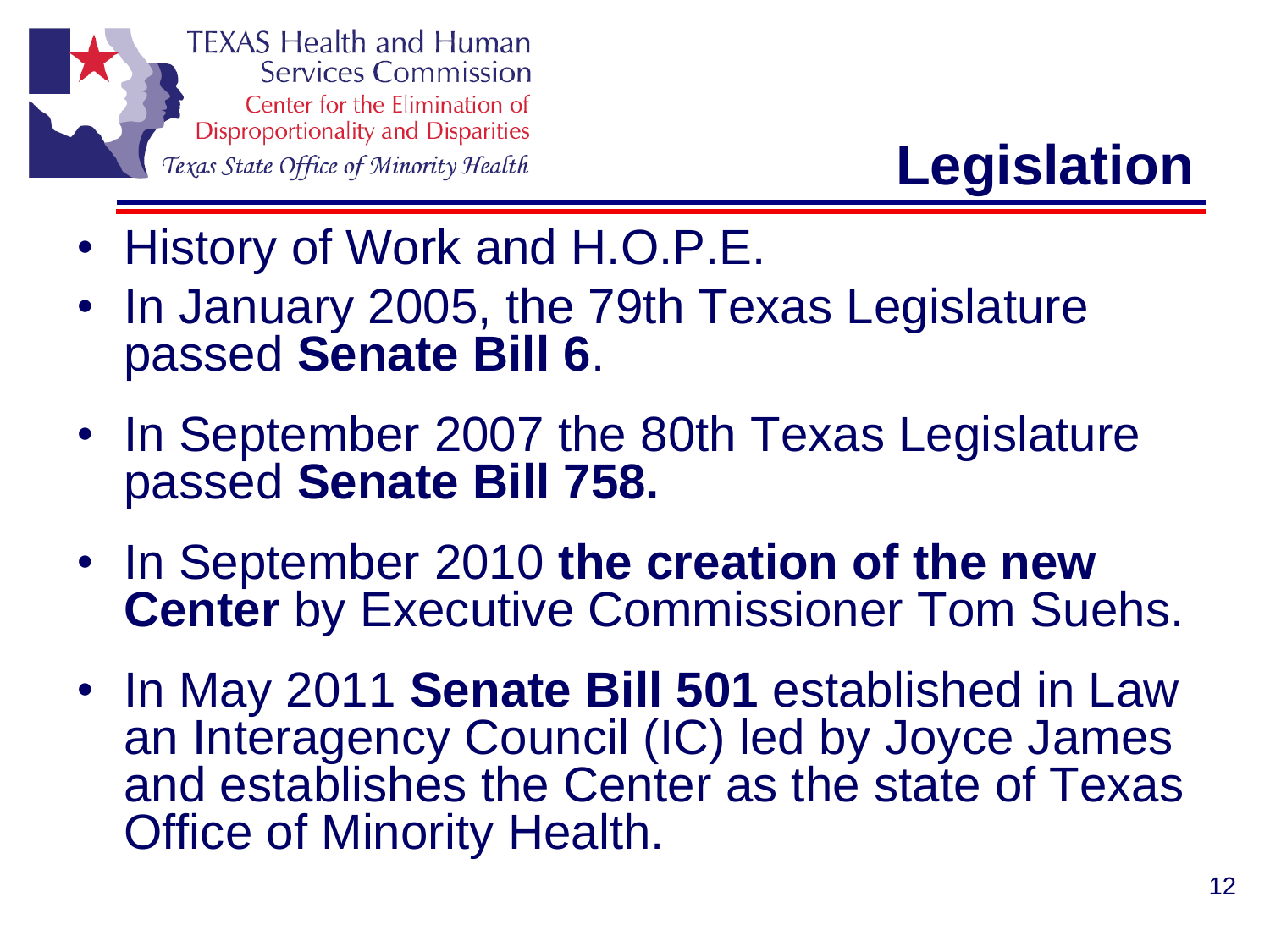TEXAS Health and Human Services Commission
Center for the Elimination of Disproportionality and Disparities
*Texas State Office of Minority Health*

# Legislation

- History of Work and H.O.P.E.
- In January 2005, the 79th Texas Legislature passed **Senate Bill 6**.
- In September 2007 the 80th Texas Legislature passed **Senate Bill 758.**
- In September 2010 **the creation of the new Center** by Executive Commissioner Tom Suehs.
- In May 2011 **Senate Bill 501** established in Law an Interagency Council (IC) led by Joyce James and establishes the Center as the state of Texas Office of Minority Health.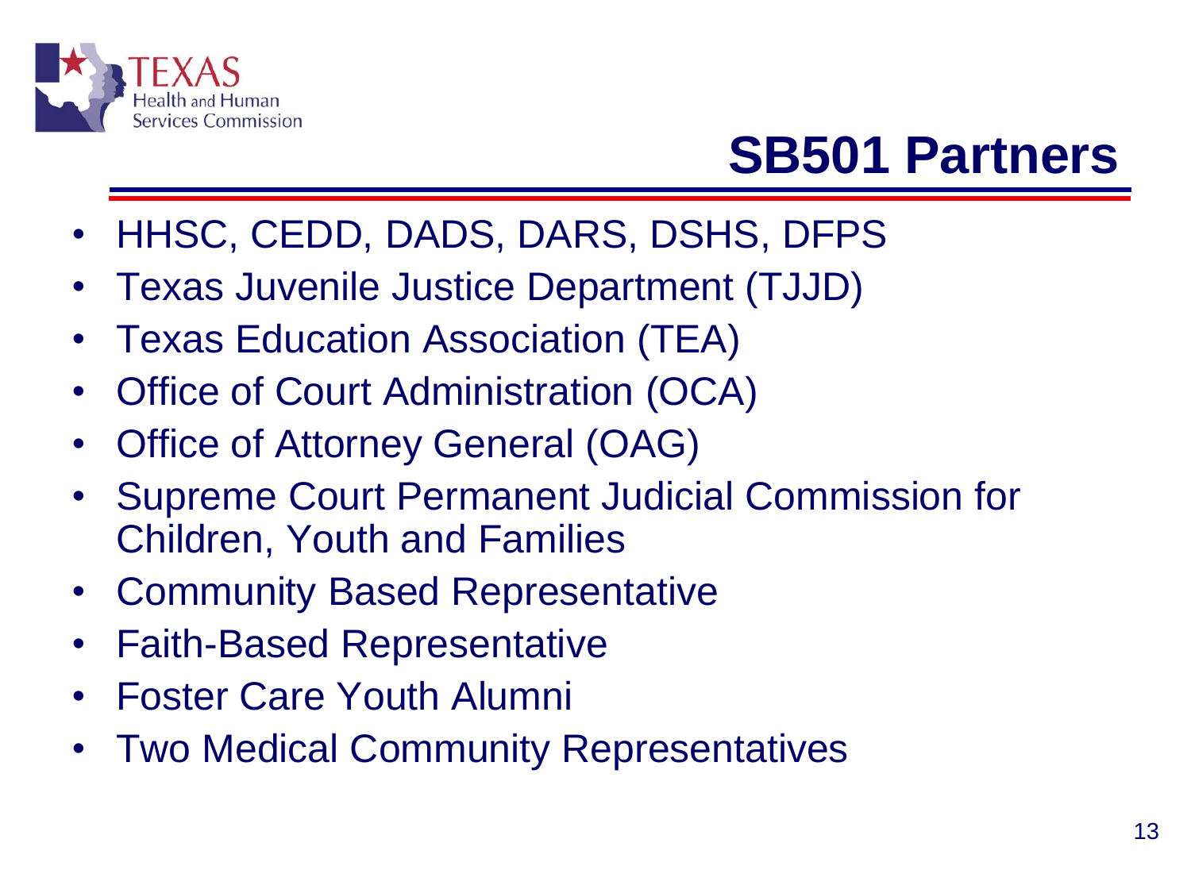# SB501 Partners

- HHSC, CEDD, DADS, DARS, DSHS, DFPS
- Texas Juvenile Justice Department (TJJD)
- Texas Education Association (TEA)
- Office of Court Administration (OCA)
- Office of Attorney General (OAG)
- Supreme Court Permanent Judicial Commission for Children, Youth and Families
- Community Based Representative
- Faith-Based Representative
- Foster Care Youth Alumni
- Two Medical Community Representatives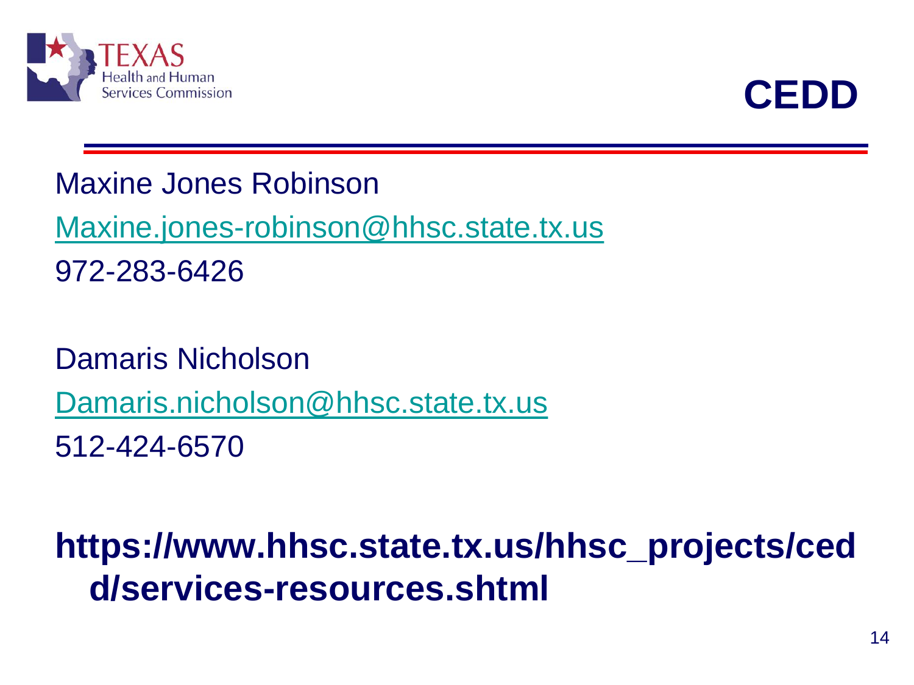# CEDD

Maxine Jones Robinson

Maxine.jones-robinson@hhsc.state.tx.us

972-283-6426

Damaris Nicholson

Damaris.nicholson@hhsc.state.tx.us

512-424-6570

**https://www.hhsc.state.tx.us/hhsc_projects/cedd/services-resources.shtml**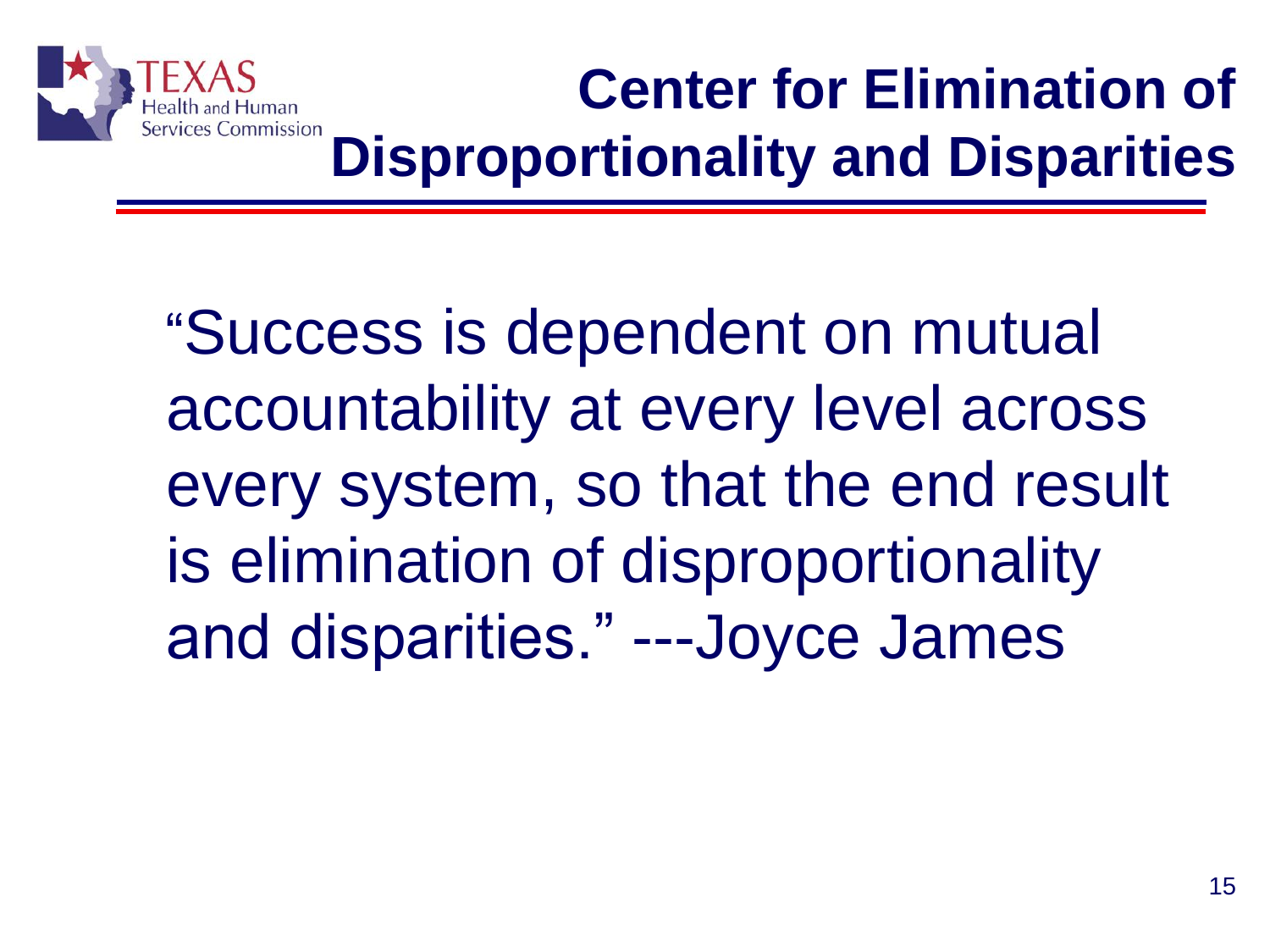# Center for Elimination of Disproportionality and Disparities

"Success is dependent on mutual accountability at every level across every system, so that the end result is elimination of disproportionality and disparities." ---Joyce James